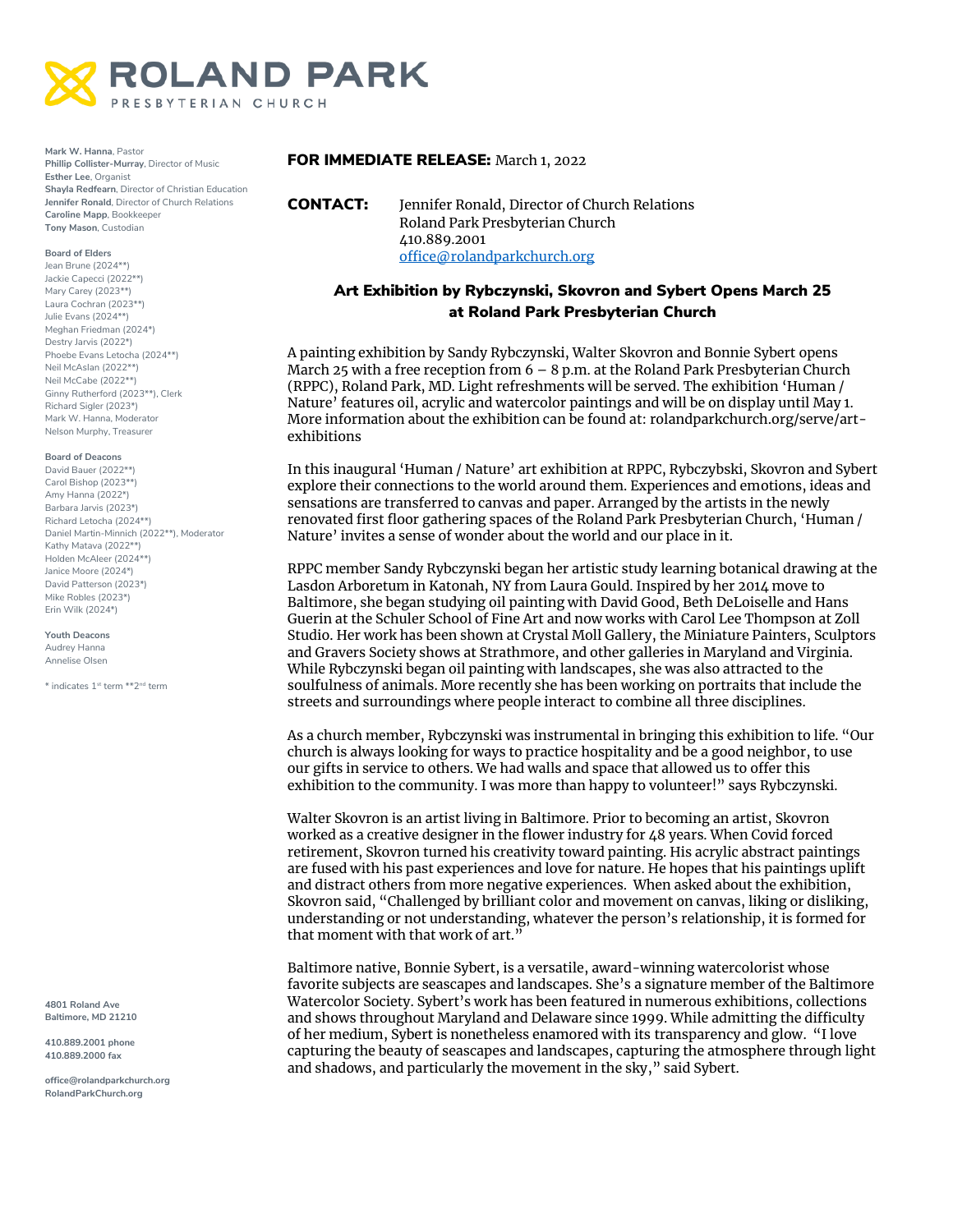# ROLAND PARK
PRESBYTERIAN CHURCH

**Mark W. Hanna**, Pastor
**Phillip Collister-Murray**, Director of Music
**Esther Lee**, Organist
**Shayla Redfearn**, Director of Christian Education
**Jennifer Ronald**, Director of Church Relations
**Caroline Mapp**, Bookkeeper
**Tony Mason**, Custodian

**Board of Elders**
Jean Brune (2024**)
Jackie Capecci (2022**)
Mary Carey (2023**)
Laura Cochran (2023**)
Julie Evans (2024**)
Meghan Friedman (2024*)
Destry Jarvis (2022*)
Phoebe Evans Letocha (2024**)
Neil McAslan (2022**)
Neil McCabe (2022**)
Ginny Rutherford (2023**), Clerk
Richard Sigler (2023*)
Mark W. Hanna, Moderator
Nelson Murphy, Treasurer

**Board of Deacons**
David Bauer (2022**)
Carol Bishop (2023**)
Amy Hanna (2022*)
Barbara Jarvis (2023*)
Richard Letocha (2024**)
Daniel Martin-Minnich (2022**), Moderator
Kathy Matava (2022**)
Holden McAleer (2024**)
Janice Moore (2024*)
David Patterson (2023*)
Mike Robles (2023*)
Erin Wilk (2024*)

**Youth Deacons**
Audrey Hanna
Annelise Olsen

* indicates 1st term **2nd term

4801 Roland Ave
Baltimore, MD 21210

410.889.2001 phone
410.889.2000 fax

office@rolandparkchurch.org
RolandParkChurch.org

**FOR IMMEDIATE RELEASE:** March 1, 2022

**CONTACT:** Jennifer Ronald, Director of Church Relations
Roland Park Presbyterian Church
410.889.2001
office@rolandparkchurch.org

## Art Exhibition by Rybczynski, Skovron and Sybert Opens March 25 at Roland Park Presbyterian Church

A painting exhibition by Sandy Rybczynski, Walter Skovron and Bonnie Sybert opens March 25 with a free reception from 6 – 8 p.m. at the Roland Park Presbyterian Church (RPPC), Roland Park, MD. Light refreshments will be served. The exhibition 'Human / Nature' features oil, acrylic and watercolor paintings and will be on display until May 1. More information about the exhibition can be found at: rolandparkchurch.org/serve/art-exhibitions

In this inaugural 'Human / Nature' art exhibition at RPPC, Rybczybski, Skovron and Sybert explore their connections to the world around them. Experiences and emotions, ideas and sensations are transferred to canvas and paper. Arranged by the artists in the newly renovated first floor gathering spaces of the Roland Park Presbyterian Church, 'Human / Nature' invites a sense of wonder about the world and our place in it.

RPPC member Sandy Rybczynski began her artistic study learning botanical drawing at the Lasdon Arboretum in Katonah, NY from Laura Gould. Inspired by her 2014 move to Baltimore, she began studying oil painting with David Good, Beth DeLoiselle and Hans Guerin at the Schuler School of Fine Art and now works with Carol Lee Thompson at Zoll Studio. Her work has been shown at Crystal Moll Gallery, the Miniature Painters, Sculptors and Gravers Society shows at Strathmore, and other galleries in Maryland and Virginia. While Rybczynski began oil painting with landscapes, she was also attracted to the soulfulness of animals. More recently she has been working on portraits that include the streets and surroundings where people interact to combine all three disciplines.

As a church member, Rybczynski was instrumental in bringing this exhibition to life. "Our church is always looking for ways to practice hospitality and be a good neighbor, to use our gifts in service to others. We had walls and space that allowed us to offer this exhibition to the community. I was more than happy to volunteer!" says Rybczynski.

Walter Skovron is an artist living in Baltimore. Prior to becoming an artist, Skovron worked as a creative designer in the flower industry for 48 years. When Covid forced retirement, Skovron turned his creativity toward painting. His acrylic abstract paintings are fused with his past experiences and love for nature. He hopes that his paintings uplift and distract others from more negative experiences. When asked about the exhibition, Skovron said, "Challenged by brilliant color and movement on canvas, liking or disliking, understanding or not understanding, whatever the person's relationship, it is formed for that moment with that work of art."

Baltimore native, Bonnie Sybert, is a versatile, award-winning watercolorist whose favorite subjects are seascapes and landscapes. She's a signature member of the Baltimore Watercolor Society. Sybert's work has been featured in numerous exhibitions, collections and shows throughout Maryland and Delaware since 1999. While admitting the difficulty of her medium, Sybert is nonetheless enamored with its transparency and glow. "I love capturing the beauty of seascapes and landscapes, capturing the atmosphere through light and shadows, and particularly the movement in the sky," said Sybert.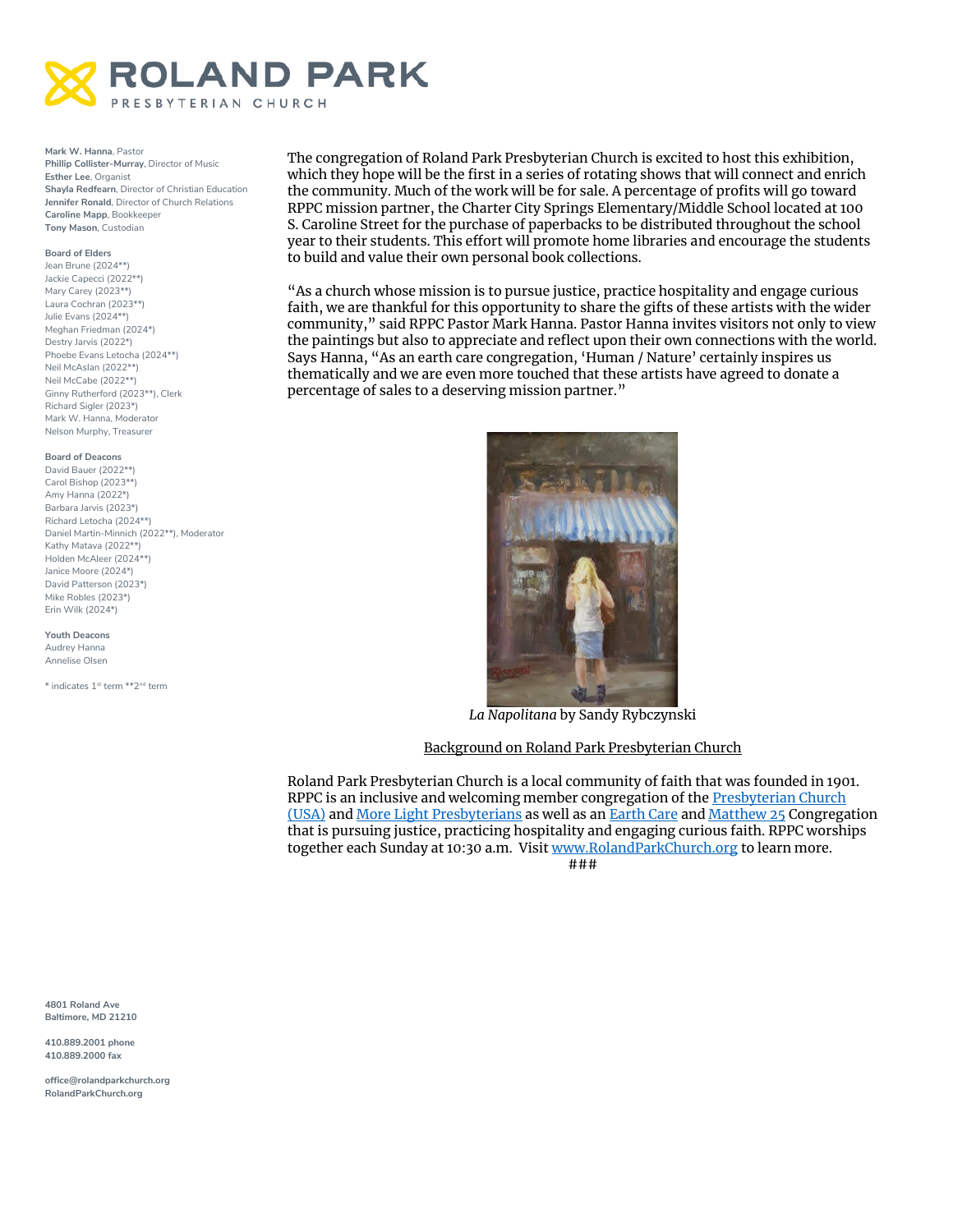# ROLAND PARK
PRESBYTERIAN CHURCH

**Mark W. Hanna**, Pastor
**Phillip Collister-Murray**, Director of Music
**Esther Lee**, Organist
**Shayla Redfearn**, Director of Christian Education
**Jennifer Ronald**, Director of Church Relations
**Caroline Mapp**, Bookkeeper
**Tony Mason**, Custodian

**Board of Elders**
Jean Brune (2024**)
Jackie Capecci (2022**)
Mary Carey (2023**)
Laura Cochran (2023**)
Julie Evans (2024**)
Meghan Friedman (2024*)
Destry Jarvis (2022*)
Phoebe Evans Letocha (2024**)
Neil McAslan (2022**)
Neil McCabe (2022**)
Ginny Rutherford (2023**), Clerk
Richard Sigler (2023*)
Mark W. Hanna, Moderator
Nelson Murphy, Treasurer

**Board of Deacons**
David Bauer (2022**)
Carol Bishop (2023**)
Amy Hanna (2022*)
Barbara Jarvis (2023*)
Richard Letocha (2024**)
Daniel Martin-Minnich (2022**), Moderator
Kathy Matava (2022**)
Holden McAleer (2024**)
Janice Moore (2024*)
David Patterson (2023*)
Mike Robles (2023*)
Erin Wilk (2024*)

**Youth Deacons**
Audrey Hanna
Annelise Olsen

* indicates 1st term ** 2nd term

The congregation of Roland Park Presbyterian Church is excited to host this exhibition, which they hope will be the first in a series of rotating shows that will connect and enrich the community. Much of the work will be for sale. A percentage of profits will go toward RPPC mission partner, the Charter City Springs Elementary/Middle School located at 100 S. Caroline Street for the purchase of paperbacks to be distributed throughout the school year to their students. This effort will promote home libraries and encourage the students to build and value their own personal book collections.

"As a church whose mission is to pursue justice, practice hospitality and engage curious faith, we are thankful for this opportunity to share the gifts of these artists with the wider community," said RPPC Pastor Mark Hanna. Pastor Hanna invites visitors not only to view the paintings but also to appreciate and reflect upon their own connections with the world. Says Hanna, "As an earth care congregation, 'Human / Nature' certainly inspires us thematically and we are even more touched that these artists have agreed to donate a percentage of sales to a deserving mission partner."

*La Napolitana* by Sandy Rybczynski

Background on Roland Park Presbyterian Church

Roland Park Presbyterian Church is a local community of faith that was founded in 1901. RPPC is an inclusive and welcoming member congregation of the Presbyterian Church (USA) and More Light Presbyterians as well as an Earth Care and Matthew 25 Congregation that is pursuing justice, practicing hospitality and engaging curious faith. RPPC worships together each Sunday at 10:30 a.m. Visit www.RolandParkChurch.org to learn more.

###

**4801 Roland Ave**
**Baltimore, MD 21210**

**410.889.2001 phone**
**410.889.2000 fax**

**office@rolandparkchurch.org**
**RolandParkChurch.org**